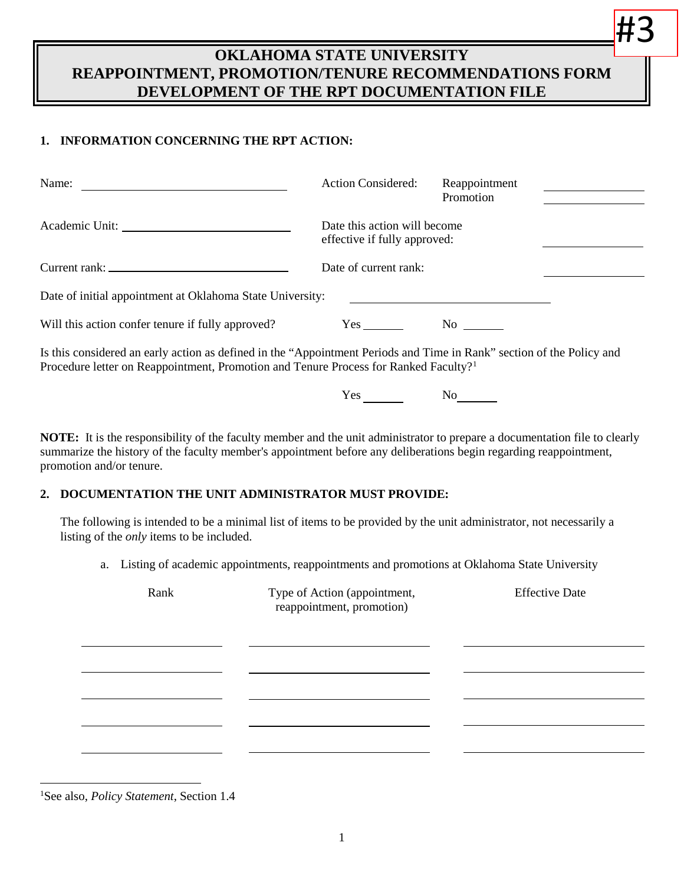#3

# OKLAHOMA STATE UNIVERSITY
# REAPPOINTMENT, PROMOTION/TENURE RECOMMENDATIONS FORM
# DEVELOPMENT OF THE RPT DOCUMENTATION FILE

**1. INFORMATION CONCERNING THE RPT ACTION:**

Name: ______________________________

Action Considered: Reappointment ______________
Promotion ______________

Academic Unit: ______________________________

Date this action will become effective if fully approved: ______________

Current rank: ______________________________

Date of current rank: ______________

Date of initial appointment at Oklahoma State University: ______________________________

Will this action confer tenure if fully approved? Yes ______ No ______

Is this considered an early action as defined in the "Appointment Periods and Time in Rank" section of the Policy and Procedure letter on Reappointment, Promotion and Tenure Process for Ranked Faculty?[1]

Yes ______ No ______

**NOTE:** It is the responsibility of the faculty member and the unit administrator to prepare a documentation file to clearly summarize the history of the faculty member's appointment before any deliberations begin regarding reappointment, promotion and/or tenure.

**2. DOCUMENTATION THE UNIT ADMINISTRATOR MUST PROVIDE:**

The following is intended to be a minimal list of items to be provided by the unit administrator, not necessarily a listing of the *only* items to be included.

a. Listing of academic appointments, reappointments and promotions at Oklahoma State University

| Rank | Type of Action (appointment, reappointment, promotion) | Effective Date |
|---|---|---|
| | | |
| | | |
| | | |
| | | |
| | | |

[1] See also, *Policy Statement*, Section 1.4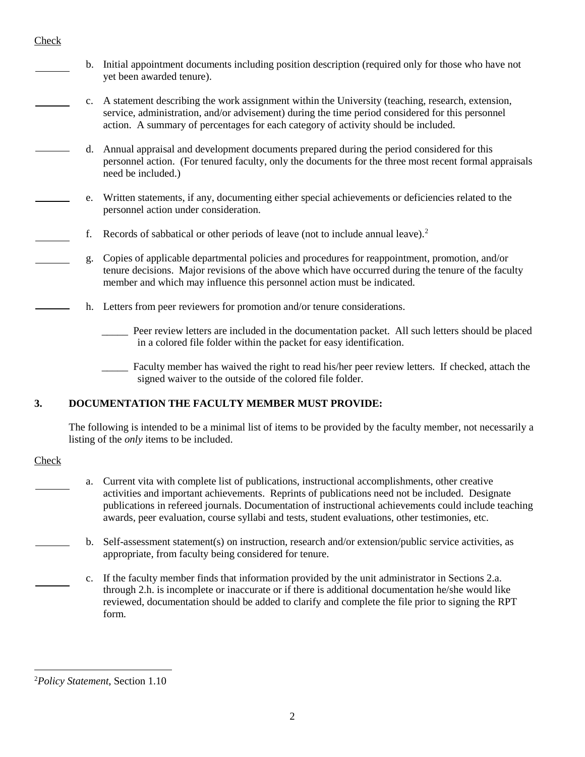Check

_______ b. Initial appointment documents including position description (required only for those who have not yet been awarded tenure).

_______ c. A statement describing the work assignment within the University (teaching, research, extension, service, administration, and/or advisement) during the time period considered for this personnel action. A summary of percentages for each category of activity should be included.

_______ d. Annual appraisal and development documents prepared during the period considered for this personnel action. (For tenured faculty, only the documents for the three most recent formal appraisals need be included.)

_______ e. Written statements, if any, documenting either special achievements or deficiencies related to the personnel action under consideration.

_______ f. Records of sabbatical or other periods of leave (not to include annual leave).[2]

_______ g. Copies of applicable departmental policies and procedures for reappointment, promotion, and/or tenure decisions. Major revisions of the above which have occurred during the tenure of the faculty member and which may influence this personnel action must be indicated.

_______ h. Letters from peer reviewers for promotion and/or tenure considerations.

_____ Peer review letters are included in the documentation packet. All such letters should be placed in a colored file folder within the packet for easy identification.

_____ Faculty member has waived the right to read his/her peer review letters. If checked, attach the signed waiver to the outside of the colored file folder.

## 3. DOCUMENTATION THE FACULTY MEMBER MUST PROVIDE:

The following is intended to be a minimal list of items to be provided by the faculty member, not necessarily a listing of the *only* items to be included.

Check

_______ a. Current vita with complete list of publications, instructional accomplishments, other creative activities and important achievements. Reprints of publications need not be included. Designate publications in refereed journals. Documentation of instructional achievements could include teaching awards, peer evaluation, course syllabi and tests, student evaluations, other testimonies, etc.

_______ b. Self-assessment statement(s) on instruction, research and/or extension/public service activities, as appropriate, from faculty being considered for tenure.

_______ c. If the faculty member finds that information provided by the unit administrator in Sections 2.a. through 2.h. is incomplete or inaccurate or if there is additional documentation he/she would like reviewed, documentation should be added to clarify and complete the file prior to signing the RPT form.

---

[2] *Policy Statement*, Section 1.10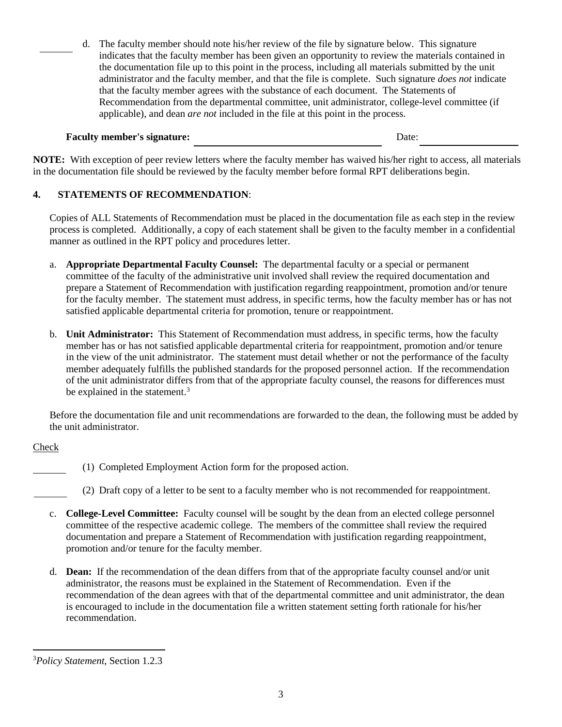\_\_\_\_\_\_ d. The faculty member should note his/her review of the file by signature below. This signature indicates that the faculty member has been given an opportunity to review the materials contained in the documentation file up to this point in the process, including all materials submitted by the unit administrator and the faculty member, and that the file is complete. Such signature *does not* indicate that the faculty member agrees with the substance of each document. The Statements of Recommendation from the departmental committee, unit administrator, college-level committee (if applicable), and dean *are not* included in the file at this point in the process.

**Faculty member's signature:** \_\_\_\_\_\_\_\_\_\_\_\_\_\_\_\_\_\_\_\_\_\_\_\_\_\_\_\_\_\_ Date: \_\_\_\_\_\_\_\_\_\_\_\_\_\_\_

**NOTE:** With exception of peer review letters where the faculty member has waived his/her right to access, all materials in the documentation file should be reviewed by the faculty member before formal RPT deliberations begin.

## 4. STATEMENTS OF RECOMMENDATION:

Copies of ALL Statements of Recommendation must be placed in the documentation file as each step in the review process is completed. Additionally, a copy of each statement shall be given to the faculty member in a confidential manner as outlined in the RPT policy and procedures letter.

a. **Appropriate Departmental Faculty Counsel:** The departmental faculty or a special or permanent committee of the faculty of the administrative unit involved shall review the required documentation and prepare a Statement of Recommendation with justification regarding reappointment, promotion and/or tenure for the faculty member. The statement must address, in specific terms, how the faculty member has or has not satisfied applicable departmental criteria for promotion, tenure or reappointment.

b. **Unit Administrator:** This Statement of Recommendation must address, in specific terms, how the faculty member has or has not satisfied applicable departmental criteria for reappointment, promotion and/or tenure in the view of the unit administrator. The statement must detail whether or not the performance of the faculty member adequately fulfills the published standards for the proposed personnel action. If the recommendation of the unit administrator differs from that of the appropriate faculty counsel, the reasons for differences must be explained in the statement.[3]

Before the documentation file and unit recommendations are forwarded to the dean, the following must be added by the unit administrator.

Check

\_\_\_\_\_\_ (1) Completed Employment Action form for the proposed action.

\_\_\_\_\_\_ (2) Draft copy of a letter to be sent to a faculty member who is not recommended for reappointment.

c. **College-Level Committee:** Faculty counsel will be sought by the dean from an elected college personnel committee of the respective academic college. The members of the committee shall review the required documentation and prepare a Statement of Recommendation with justification regarding reappointment, promotion and/or tenure for the faculty member.

d. **Dean:** If the recommendation of the dean differs from that of the appropriate faculty counsel and/or unit administrator, the reasons must be explained in the Statement of Recommendation. Even if the recommendation of the dean agrees with that of the departmental committee and unit administrator, the dean is encouraged to include in the documentation file a written statement setting forth rationale for his/her recommendation.

---

[3] *Policy Statement*, Section 1.2.3